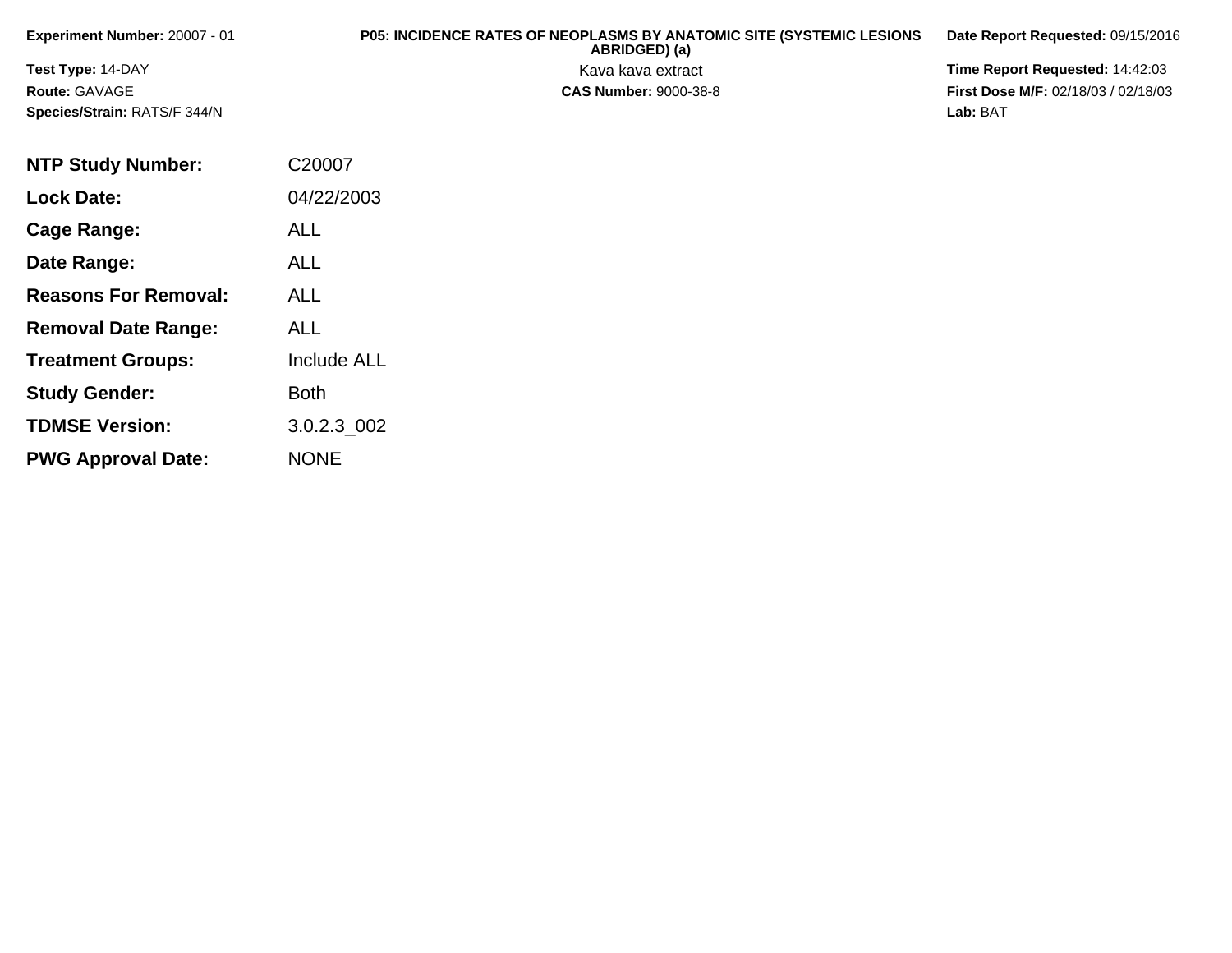**Experiment Number:** 20007 - 01

**Test Type:** 14-DAY

**Route:** GAVAGE

**Species/Strain:** RATS/F 344/N

**P05: INCIDENCE RATES OF NEOPLASMS BY ANATOMIC SITE (SYSTEMIC LESIONS ABRIDGED) (a)**

Kava kava extract

**CAS Number:** 9000-38-8

**Date Report Requested:** 09/15/2016

**Time Report Requested:** 14:42:03

**First Dose M/F:** 02/18/03 / 02/18/03

**Lab:** BAT

| | |
|---|---|
| **NTP Study Number:** | C20007 |
| **Lock Date:** | 04/22/2003 |
| **Cage Range:** | ALL |
| **Date Range:** | ALL |
| **Reasons For Removal:** | ALL |
| **Removal Date Range:** | ALL |
| **Treatment Groups:** | Include ALL |
| **Study Gender:** | Both |
| **TDMSE Version:** | 3.0.2.3_002 |
| **PWG Approval Date:** | NONE |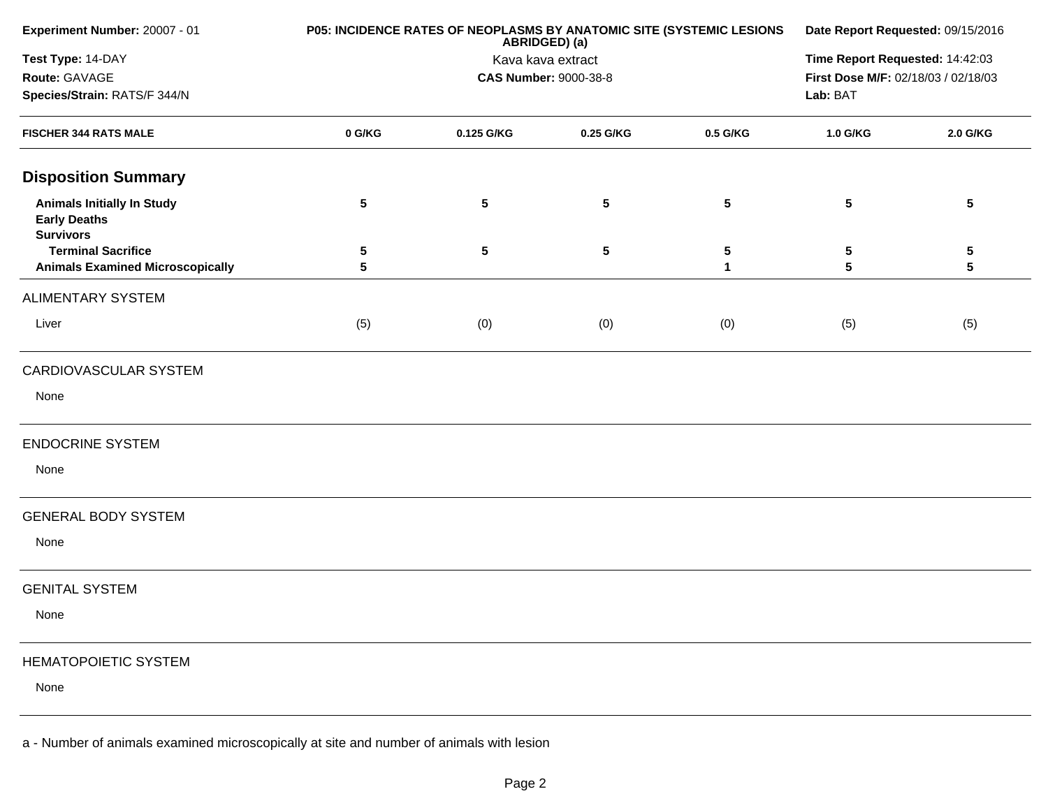**Experiment Number:** 20007 - 01

**Test Type:** 14-DAY

**Route:** GAVAGE

**Species/Strain:** RATS/F 344/N

**P05: INCIDENCE RATES OF NEOPLASMS BY ANATOMIC SITE (SYSTEMIC LESIONS ABRIDGED) (a)**

Kava kava extract

**CAS Number:** 9000-38-8

**Date Report Requested:** 09/15/2016

**Time Report Requested:** 14:42:03

**First Dose M/F:** 02/18/03 / 02/18/03

**Lab:** BAT

| FISCHER 344 RATS MALE | 0 G/KG | 0.125 G/KG | 0.25 G/KG | 0.5 G/KG | 1.0 G/KG | 2.0 G/KG |
|---|---|---|---|---|---|---|
| **Disposition Summary** | | | | | | |
| **Animals Initially In Study** | 5 | 5 | 5 | 5 | 5 | 5 |
| **Early Deaths** | | | | | | |
| **Survivors** | | | | | | |
| **Terminal Sacrifice** | 5 | 5 | 5 | 5 | 5 | 5 |
| **Animals Examined Microscopically** | 5 | | | 1 | 5 | 5 |
| ALIMENTARY SYSTEM | | | | | | |
| Liver | (5) | (0) | (0) | (0) | (5) | (5) |
| CARDIOVASCULAR SYSTEM | | | | | | |
| None | | | | | | |
| ENDOCRINE SYSTEM | | | | | | |
| None | | | | | | |
| GENERAL BODY SYSTEM | | | | | | |
| None | | | | | | |
| GENITAL SYSTEM | | | | | | |
| None | | | | | | |
| HEMATOPOIETIC SYSTEM | | | | | | |
| None | | | | | | |

a - Number of animals examined microscopically at site and number of animals with lesion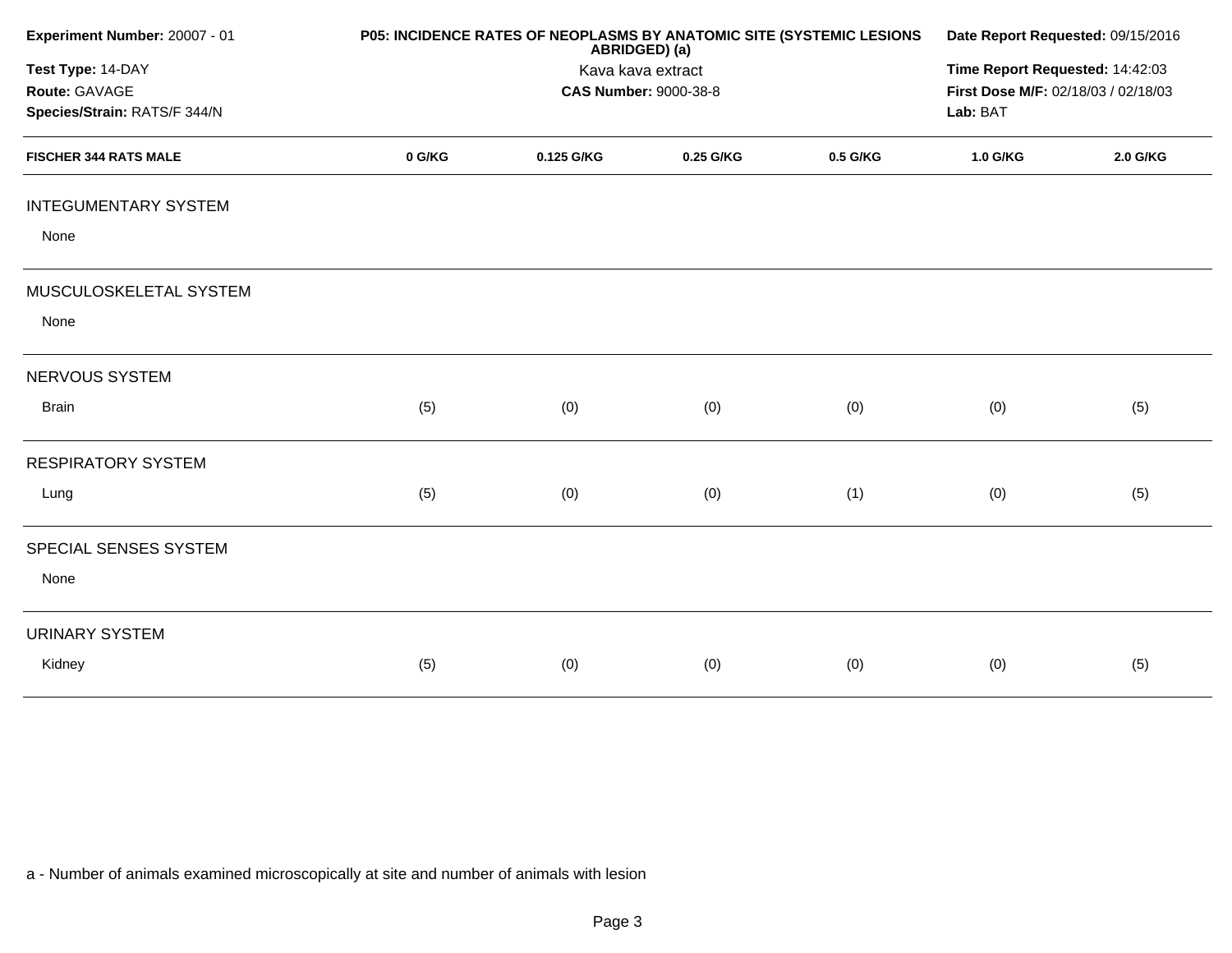**Experiment Number:** 20007 - 01

**Test Type:** 14-DAY

**Route:** GAVAGE

**Species/Strain:** RATS/F 344/N

**P05: INCIDENCE RATES OF NEOPLASMS BY ANATOMIC SITE (SYSTEMIC LESIONS ABRIDGED) (a)**

Kava kava extract

**CAS Number:** 9000-38-8

**Date Report Requested:** 09/15/2016

**Time Report Requested:** 14:42:03

**First Dose M/F:** 02/18/03 / 02/18/03

**Lab:** BAT

| FISCHER 344 RATS MALE | 0 G/KG | 0.125 G/KG | 0.25 G/KG | 0.5 G/KG | 1.0 G/KG | 2.0 G/KG |
|---|---|---|---|---|---|---|
| INTEGUMENTARY SYSTEM | | | | | | |
| None | | | | | | |
| MUSCULOSKELETAL SYSTEM | | | | | | |
| None | | | | | | |
| NERVOUS SYSTEM | | | | | | |
| Brain | (5) | (0) | (0) | (0) | (0) | (5) |
| RESPIRATORY SYSTEM | | | | | | |
| Lung | (5) | (0) | (0) | (1) | (0) | (5) |
| SPECIAL SENSES SYSTEM | | | | | | |
| None | | | | | | |
| URINARY SYSTEM | | | | | | |
| Kidney | (5) | (0) | (0) | (0) | (0) | (5) |

a - Number of animals examined microscopically at site and number of animals with lesion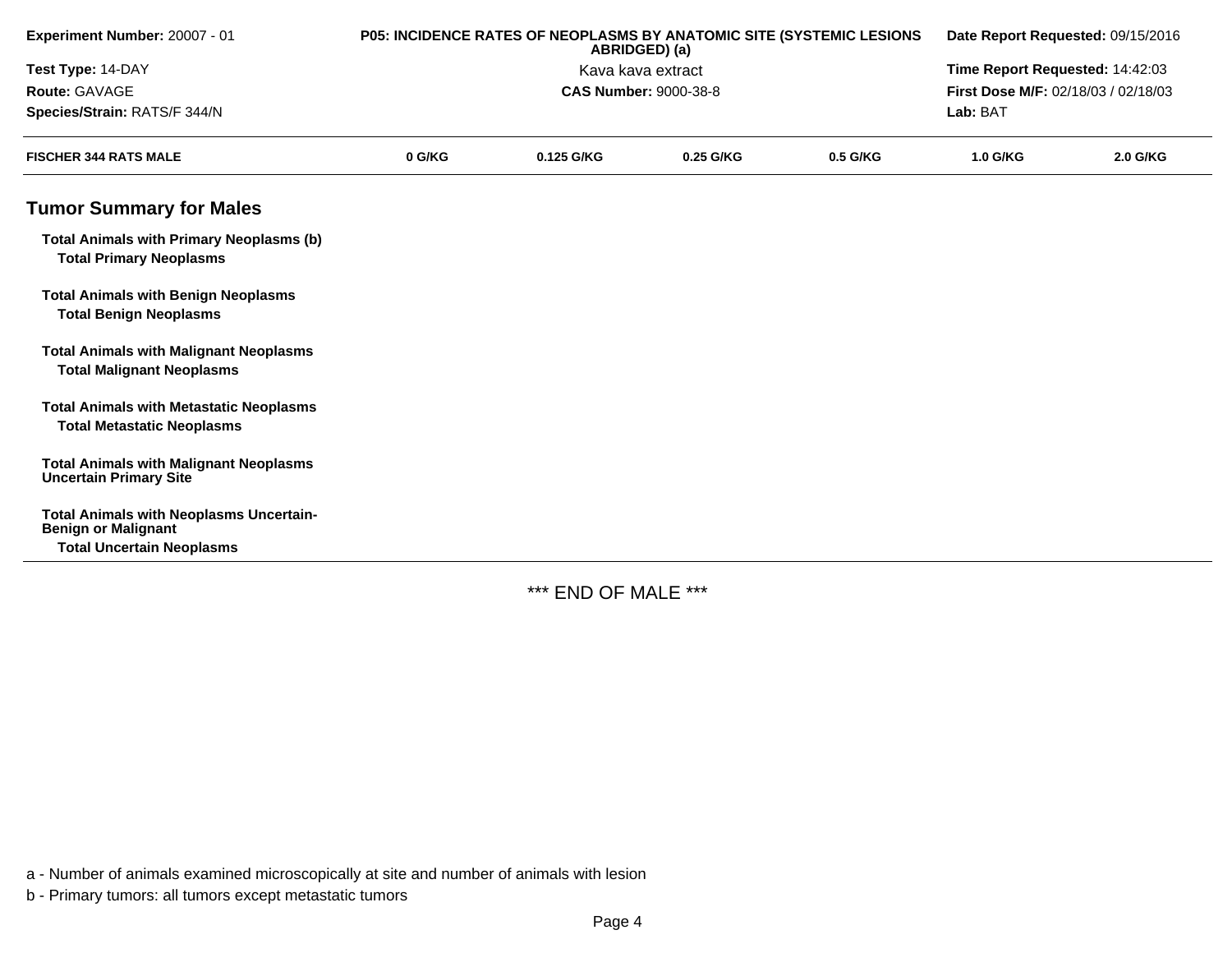Experiment Number: 20007 - 01
Test Type: 14-DAY
Route: GAVAGE
Species/Strain: RATS/F 344/N

**P05: INCIDENCE RATES OF NEOPLASMS BY ANATOMIC SITE (SYSTEMIC LESIONS ABRIDGED) (a)**
Kava kava extract
**CAS Number:** 9000-38-8

**Date Report Requested:** 09/15/2016
**Time Report Requested:** 14:42:03
**First Dose M/F:** 02/18/03 / 02/18/03
**Lab:** BAT

| FISCHER 344 RATS MALE | 0 G/KG | 0.125 G/KG | 0.25 G/KG | 0.5 G/KG | 1.0 G/KG | 2.0 G/KG |
|---|---|---|---|---|---|---|

## Tumor Summary for Males

| | | | | | | |
|---|---|---|---|---|---|---|
| **Total Animals with Primary Neoplasms (b)** | | | | | | |
| **Total Primary Neoplasms** | | | | | | |
| **Total Animals with Benign Neoplasms** | | | | | | |
| **Total Benign Neoplasms** | | | | | | |
| **Total Animals with Malignant Neoplasms** | | | | | | |
| **Total Malignant Neoplasms** | | | | | | |
| **Total Animals with Metastatic Neoplasms** | | | | | | |
| **Total Metastatic Neoplasms** | | | | | | |
| **Total Animals with Malignant Neoplasms Uncertain Primary Site** | | | | | | |
| **Total Animals with Neoplasms Uncertain-Benign or Malignant** | | | | | | |
| **Total Uncertain Neoplasms** | | | | | | |

*** END OF MALE ***

a - Number of animals examined microscopically at site and number of animals with lesion

b - Primary tumors: all tumors except metastatic tumors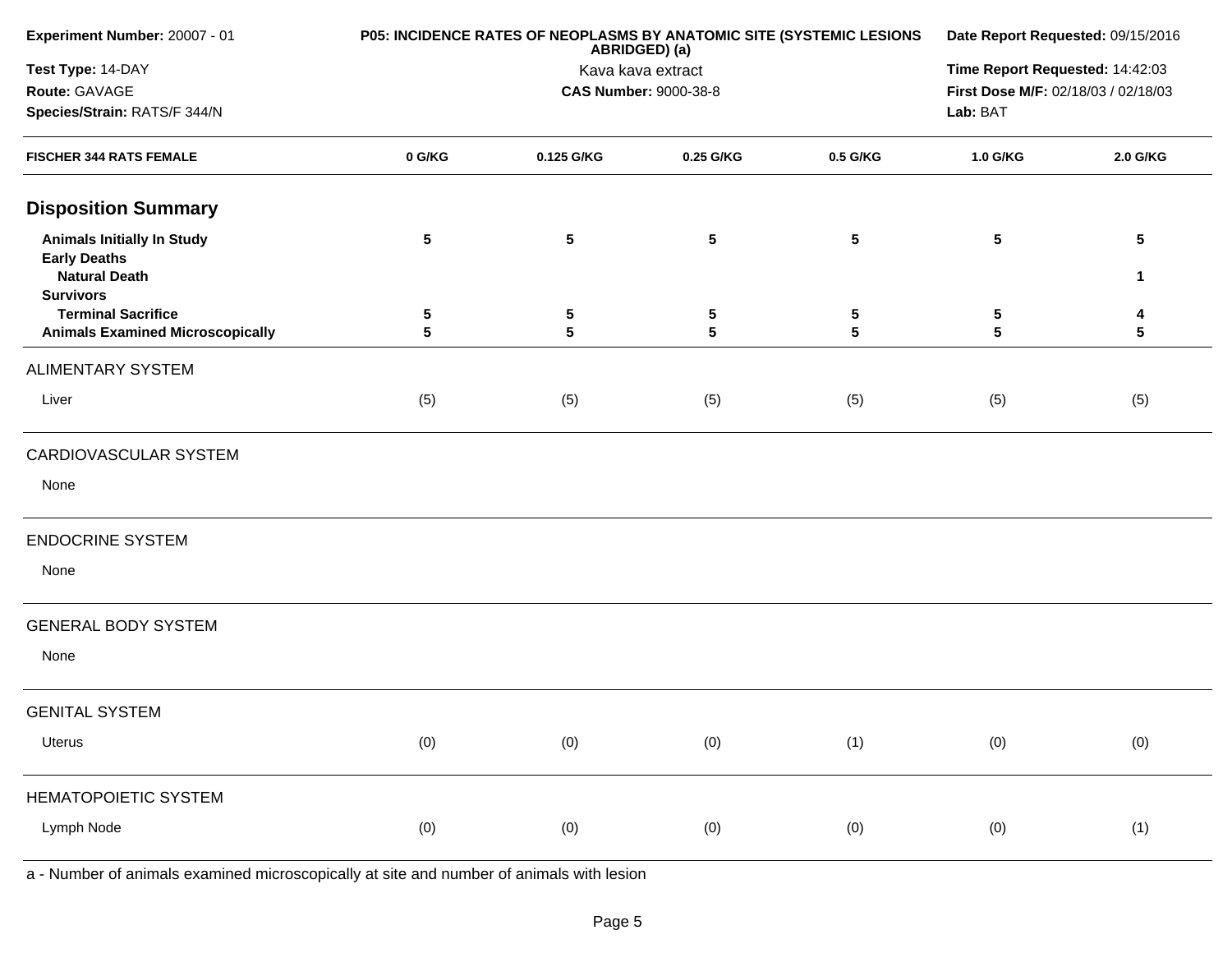**Experiment Number:** 20007 - 01

**Test Type:** 14-DAY

**Route:** GAVAGE

**Species/Strain:** RATS/F 344/N

**P05: INCIDENCE RATES OF NEOPLASMS BY ANATOMIC SITE (SYSTEMIC LESIONS ABRIDGED) (a)**

Kava kava extract

**CAS Number:** 9000-38-8

**Date Report Requested:** 09/15/2016

**Time Report Requested:** 14:42:03

**First Dose M/F:** 02/18/03 / 02/18/03

**Lab:** BAT

| FISCHER 344 RATS FEMALE | 0 G/KG | 0.125 G/KG | 0.25 G/KG | 0.5 G/KG | 1.0 G/KG | 2.0 G/KG |
|---|---|---|---|---|---|---|
| **Disposition Summary** | | | | | | |
| **Animals Initially In Study** | **5** | **5** | **5** | **5** | **5** | **5** |
| **Early Deaths** | | | | | | |
| **Natural Death** | | | | | | **1** |
| **Survivors** | | | | | | |
| **Terminal Sacrifice** | **5** | **5** | **5** | **5** | **5** | **4** |
| **Animals Examined Microscopically** | **5** | **5** | **5** | **5** | **5** | **5** |
| ALIMENTARY SYSTEM | | | | | | |
| Liver | (5) | (5) | (5) | (5) | (5) | (5) |
| CARDIOVASCULAR SYSTEM | | | | | | |
| None | | | | | | |
| ENDOCRINE SYSTEM | | | | | | |
| None | | | | | | |
| GENERAL BODY SYSTEM | | | | | | |
| None | | | | | | |
| GENITAL SYSTEM | | | | | | |
| Uterus | (0) | (0) | (0) | (1) | (0) | (0) |
| HEMATOPOIETIC SYSTEM | | | | | | |
| Lymph Node | (0) | (0) | (0) | (0) | (0) | (1) |

a - Number of animals examined microscopically at site and number of animals with lesion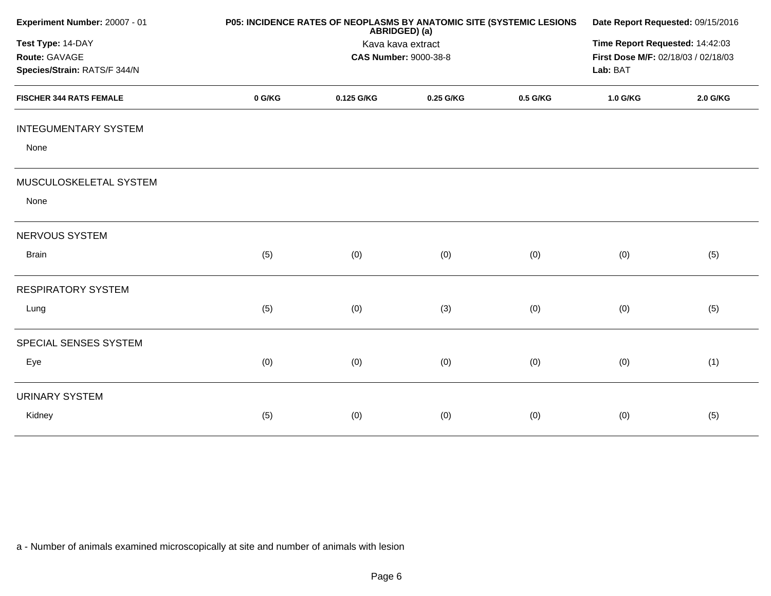**Experiment Number:** 20007 - 01
**Test Type:** 14-DAY
**Route:** GAVAGE
**Species/Strain:** RATS/F 344/N

**P05: INCIDENCE RATES OF NEOPLASMS BY ANATOMIC SITE (SYSTEMIC LESIONS ABRIDGED) (a)**
Kava kava extract
**CAS Number:** 9000-38-8

**Date Report Requested:** 09/15/2016
**Time Report Requested:** 14:42:03
**First Dose M/F:** 02/18/03 / 02/18/03
**Lab:** BAT

| FISCHER 344 RATS FEMALE | 0 G/KG | 0.125 G/KG | 0.25 G/KG | 0.5 G/KG | 1.0 G/KG | 2.0 G/KG |
|---|---|---|---|---|---|---|
| INTEGUMENTARY SYSTEM | | | | | | |
| None | | | | | | |
| MUSCULOSKELETAL SYSTEM | | | | | | |
| None | | | | | | |
| NERVOUS SYSTEM | | | | | | |
| Brain | (5) | (0) | (0) | (0) | (0) | (5) |
| RESPIRATORY SYSTEM | | | | | | |
| Lung | (5) | (0) | (3) | (0) | (0) | (5) |
| SPECIAL SENSES SYSTEM | | | | | | |
| Eye | (0) | (0) | (0) | (0) | (0) | (1) |
| URINARY SYSTEM | | | | | | |
| Kidney | (5) | (0) | (0) | (0) | (0) | (5) |

a - Number of animals examined microscopically at site and number of animals with lesion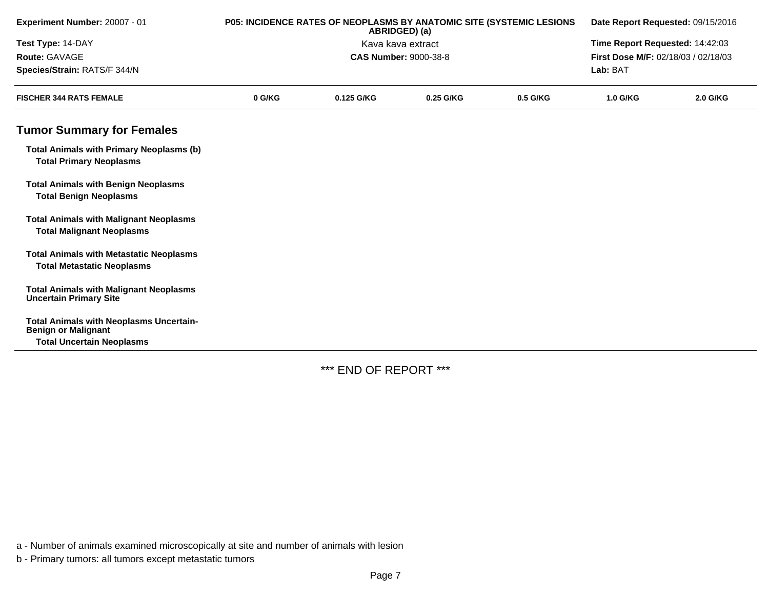| Experiment Number: 20007 - 01 | P05: INCIDENCE RATES OF NEOPLASMS BY ANATOMIC SITE (SYSTEMIC LESIONS ABRIDGED) (a) | Date Report Requested: 09/15/2016 |
|---|---|---|
| Test Type: 14-DAY | Kava kava extract | Time Report Requested: 14:42:03 |
| Route: GAVAGE | CAS Number: 9000-38-8 | First Dose M/F: 02/18/03 / 02/18/03 |
| Species/Strain: RATS/F 344/N | | Lab: BAT |

| FISCHER 344 RATS FEMALE | 0 G/KG | 0.125 G/KG | 0.25 G/KG | 0.5 G/KG | 1.0 G/KG | 2.0 G/KG |
|---|---|---|---|---|---|---|
| **Tumor Summary for Females** | | | | | | |
| **Total Animals with Primary Neoplasms (b)** | | | | | | |
| **Total Primary Neoplasms** | | | | | | |
| **Total Animals with Benign Neoplasms** | | | | | | |
| **Total Benign Neoplasms** | | | | | | |
| **Total Animals with Malignant Neoplasms** | | | | | | |
| **Total Malignant Neoplasms** | | | | | | |
| **Total Animals with Metastatic Neoplasms** | | | | | | |
| **Total Metastatic Neoplasms** | | | | | | |
| **Total Animals with Malignant Neoplasms Uncertain Primary Site** | | | | | | |
| **Total Animals with Neoplasms Uncertain- Benign or Malignant** | | | | | | |
| **Total Uncertain Neoplasms** | | | | | | |

*** END OF REPORT ***

a - Number of animals examined microscopically at site and number of animals with lesion

b - Primary tumors: all tumors except metastatic tumors